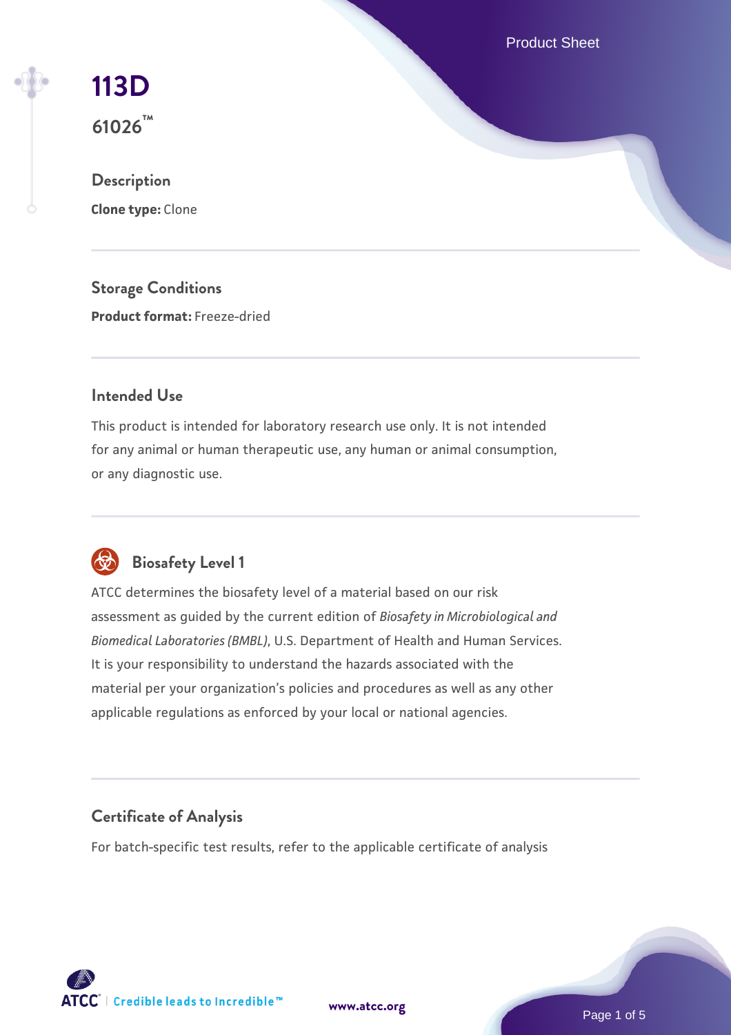# 113D

**61026™**

## Description

**Clone type:** Clone

## Storage Conditions

**Product format:** Freeze-dried

## Intended Use

This product is intended for laboratory research use only. It is not intended for any animal or human therapeutic use, any human or animal consumption, or any diagnostic use.

## Biosafety Level 1

ATCC determines the biosafety level of a material based on our risk assessment as guided by the current edition of *Biosafety in Microbiological and Biomedical Laboratories (BMBL)*, U.S. Department of Health and Human Services. It is your responsibility to understand the hazards associated with the material per your organization's policies and procedures as well as any other applicable regulations as enforced by your local or national agencies.

## Certificate of Analysis

For batch-specific test results, refer to the applicable certificate of analysis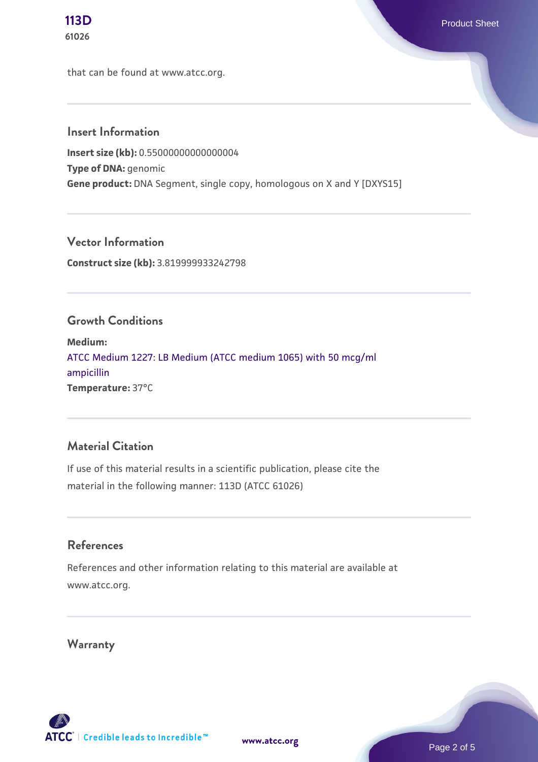that can be found at www.atcc.org.

## Insert Information

**Insert size (kb):** 0.55000000000000004
**Type of DNA:** genomic
**Gene product:** DNA Segment, single copy, homologous on X and Y [DXYS15]

## Vector Information

**Construct size (kb):** 3.819999933242798

## Growth Conditions

**Medium:**
ATCC Medium 1227: LB Medium (ATCC medium 1065) with 50 mcg/ml ampicillin
**Temperature:** 37°C

## Material Citation

If use of this material results in a scientific publication, please cite the material in the following manner: 113D (ATCC 61026)

## References

References and other information relating to this material are available at www.atcc.org.

## Warranty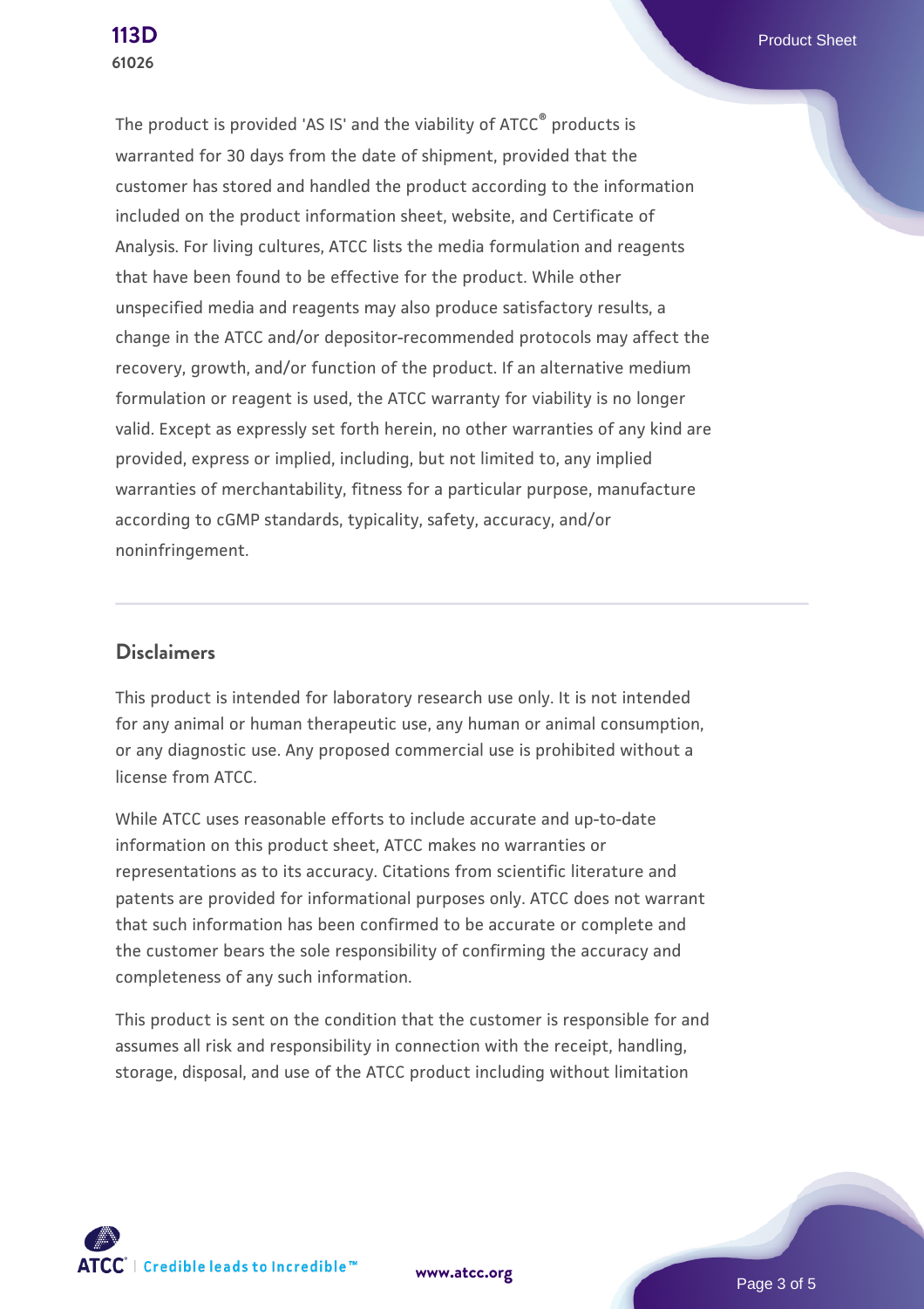The product is provided 'AS IS' and the viability of ATCC® products is warranted for 30 days from the date of shipment, provided that the customer has stored and handled the product according to the information included on the product information sheet, website, and Certificate of Analysis. For living cultures, ATCC lists the media formulation and reagents that have been found to be effective for the product. While other unspecified media and reagents may also produce satisfactory results, a change in the ATCC and/or depositor-recommended protocols may affect the recovery, growth, and/or function of the product. If an alternative medium formulation or reagent is used, the ATCC warranty for viability is no longer valid. Except as expressly set forth herein, no other warranties of any kind are provided, express or implied, including, but not limited to, any implied warranties of merchantability, fitness for a particular purpose, manufacture according to cGMP standards, typicality, safety, accuracy, and/or noninfringement.

## Disclaimers

This product is intended for laboratory research use only. It is not intended for any animal or human therapeutic use, any human or animal consumption, or any diagnostic use. Any proposed commercial use is prohibited without a license from ATCC.

While ATCC uses reasonable efforts to include accurate and up-to-date information on this product sheet, ATCC makes no warranties or representations as to its accuracy. Citations from scientific literature and patents are provided for informational purposes only. ATCC does not warrant that such information has been confirmed to be accurate or complete and the customer bears the sole responsibility of confirming the accuracy and completeness of any such information.

This product is sent on the condition that the customer is responsible for and assumes all risk and responsibility in connection with the receipt, handling, storage, disposal, and use of the ATCC product including without limitation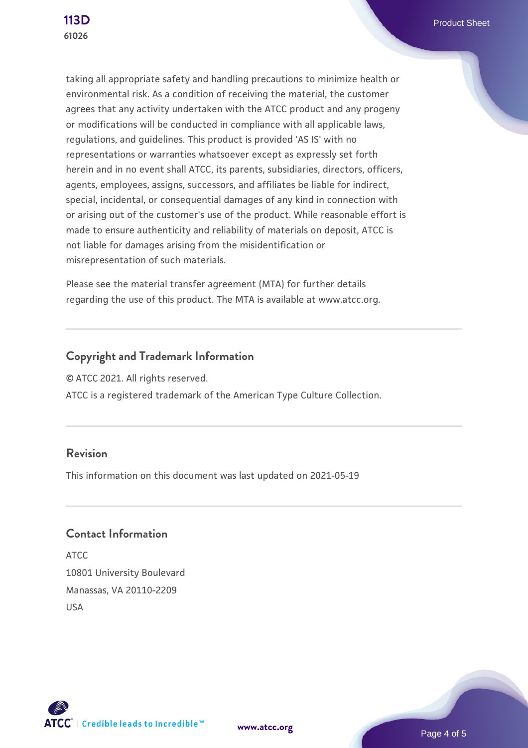taking all appropriate safety and handling precautions to minimize health or environmental risk. As a condition of receiving the material, the customer agrees that any activity undertaken with the ATCC product and any progeny or modifications will be conducted in compliance with all applicable laws, regulations, and guidelines. This product is provided 'AS IS' with no representations or warranties whatsoever except as expressly set forth herein and in no event shall ATCC, its parents, subsidiaries, directors, officers, agents, employees, assigns, successors, and affiliates be liable for indirect, special, incidental, or consequential damages of any kind in connection with or arising out of the customer's use of the product. While reasonable effort is made to ensure authenticity and reliability of materials on deposit, ATCC is not liable for damages arising from the misidentification or misrepresentation of such materials.

Please see the material transfer agreement (MTA) for further details regarding the use of this product. The MTA is available at www.atcc.org.

## Copyright and Trademark Information

© ATCC 2021. All rights reserved.
ATCC is a registered trademark of the American Type Culture Collection.

## Revision

This information on this document was last updated on 2021-05-19

## Contact Information

ATCC
10801 University Boulevard
Manassas, VA 20110-2209
USA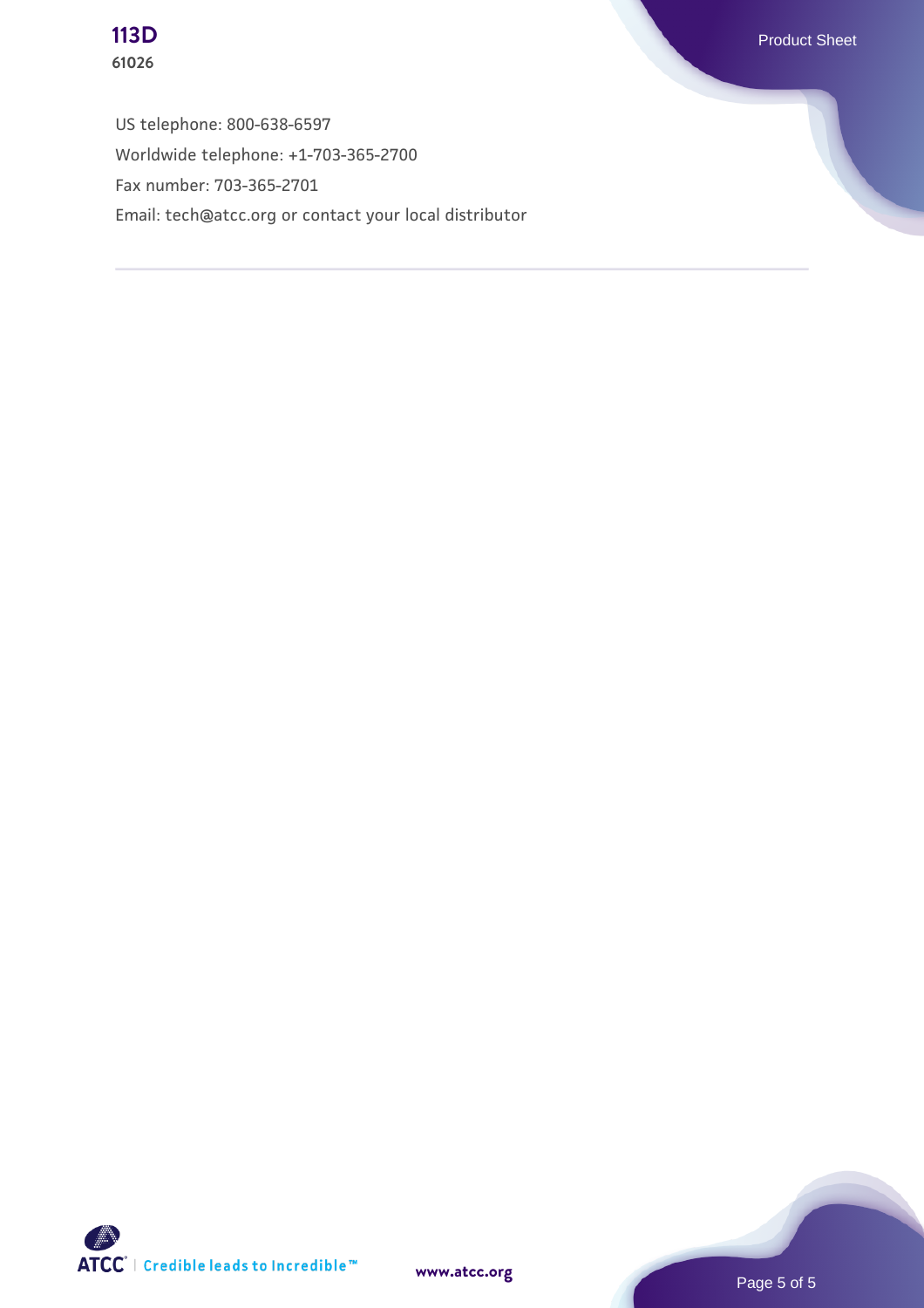US telephone: 800-638-6597

Worldwide telephone: +1-703-365-2700

Fax number: 703-365-2701

Email: tech@atcc.org or contact your local distributor